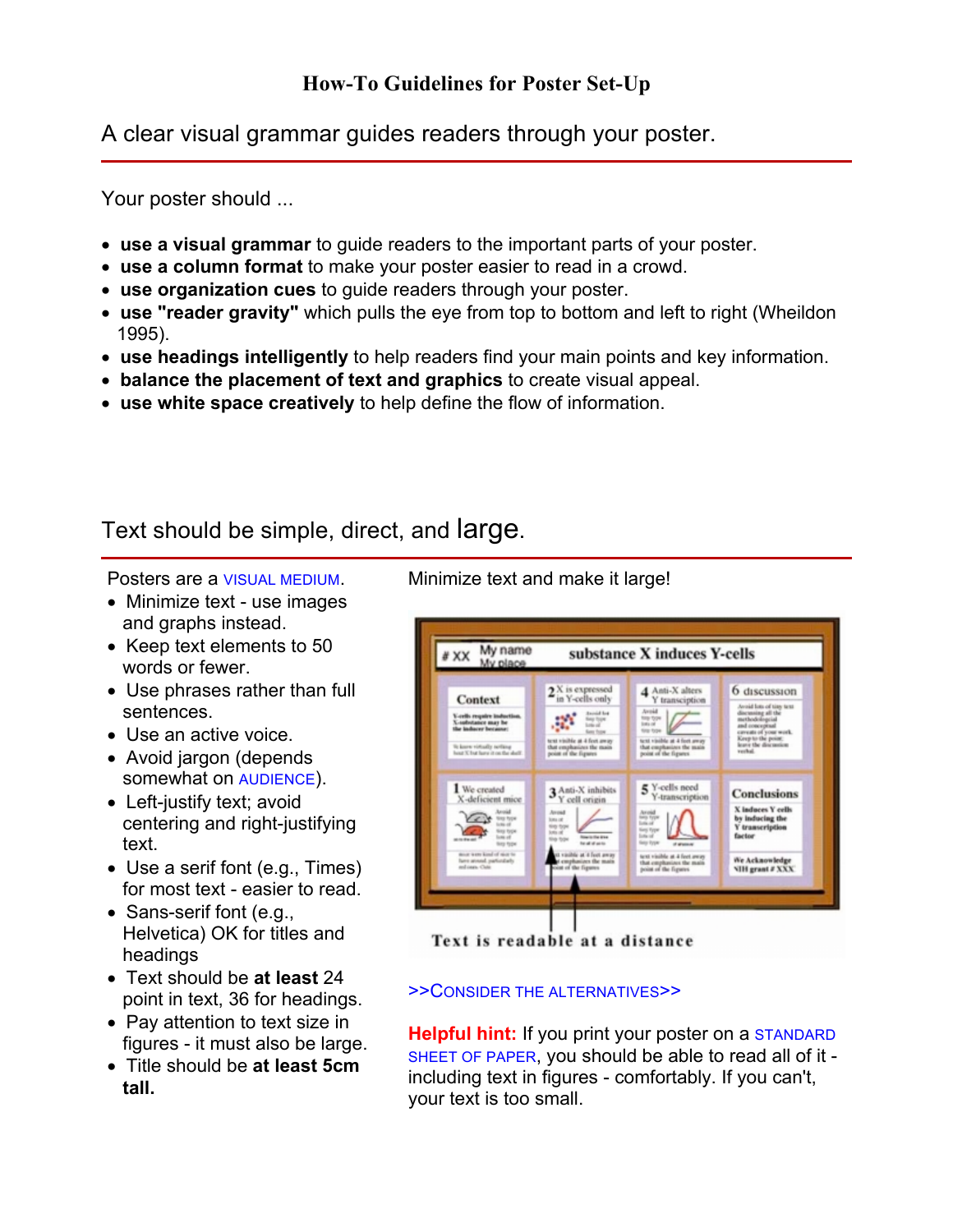# How-To Guidelines for Poster Set-Up

## A clear visual grammar guides readers through your poster.

Your poster should ...

- **use a visual grammar** to guide readers to the important parts of your poster.
- **use a column format** to make your poster easier to read in a crowd.
- **use organization cues** to guide readers through your poster.
- **use "reader gravity"** which pulls the eye from top to bottom and left to right (Wheildon 1995).
- **use headings intelligently** to help readers find your main points and key information.
- **balance the placement of text and graphics** to create visual appeal.
- **use white space creatively** to help define the flow of information.

## Text should be simple, direct, and large.

Posters are a VISUAL MEDIUM.

- Minimize text - use images and graphs instead.
- Keep text elements to 50 words or fewer.
- Use phrases rather than full sentences.
- Use an active voice.
- Avoid jargon (depends somewhat on AUDIENCE).
- Left-justify text; avoid centering and right-justifying text.
- Use a serif font (e.g., Times) for most text - easier to read.
- Sans-serif font (e.g., Helvetica) OK for titles and headings
- Text should be **at least** 24 point in text, 36 for headings.
- Pay attention to text size in figures - it must also be large.
- Title should be **at least 5cm tall.**

Minimize text and make it large!

Text is readable at a distance

>>CONSIDER THE ALTERNATIVES>>

**Helpful hint:** If you print your poster on a STANDARD SHEET OF PAPER, you should be able to read all of it - including text in figures - comfortably. If you can't, your text is too small.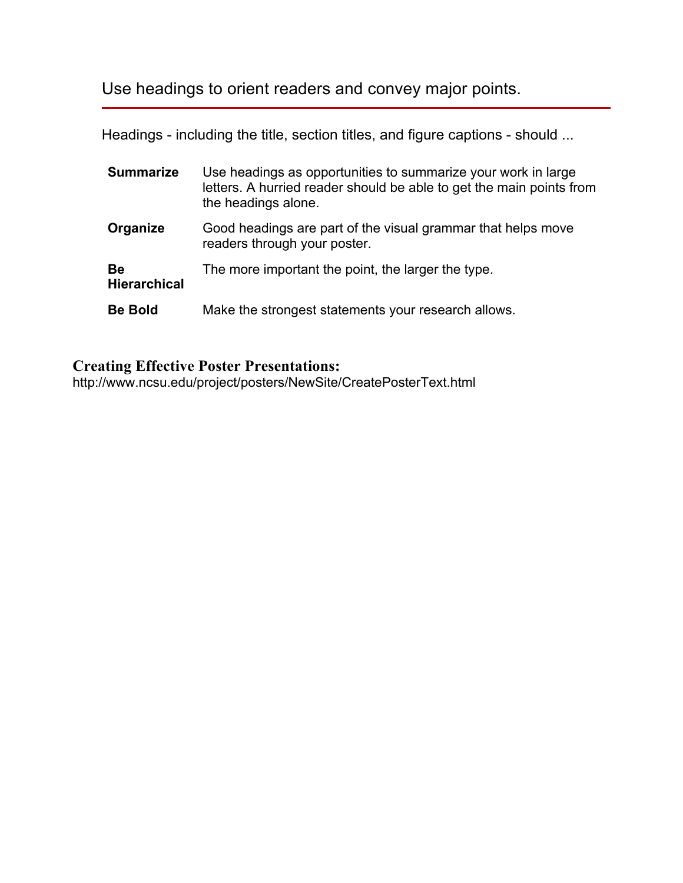## Use headings to orient readers and convey major points.

Headings - including the title, section titles, and figure captions - should ...

| | |
|---|---|
| **Summarize** | Use headings as opportunities to summarize your work in large letters. A hurried reader should be able to get the main points from the headings alone. |
| **Organize** | Good headings are part of the visual grammar that helps move readers through your poster. |
| **Be Hierarchical** | The more important the point, the larger the type. |
| **Be Bold** | Make the strongest statements your research allows. |

**Creating Effective Poster Presentations:**
http://www.ncsu.edu/project/posters/NewSite/CreatePosterText.html